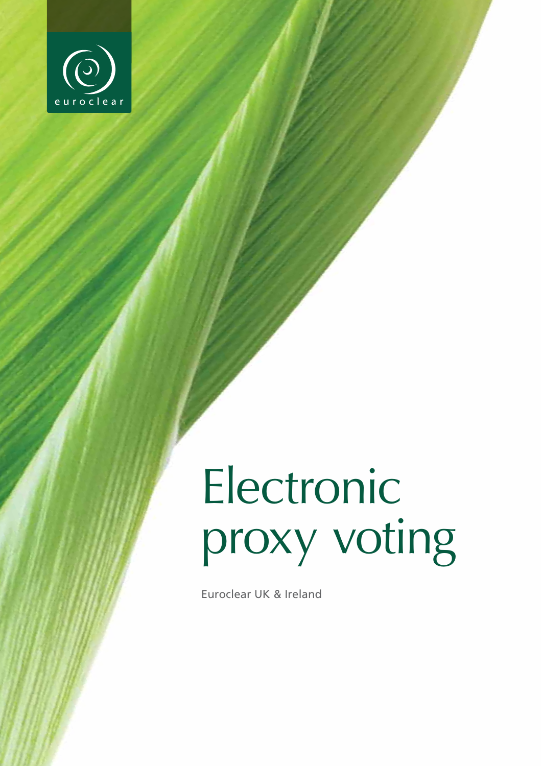euroclear

# Electronic proxy voting

Euroclear UK & Ireland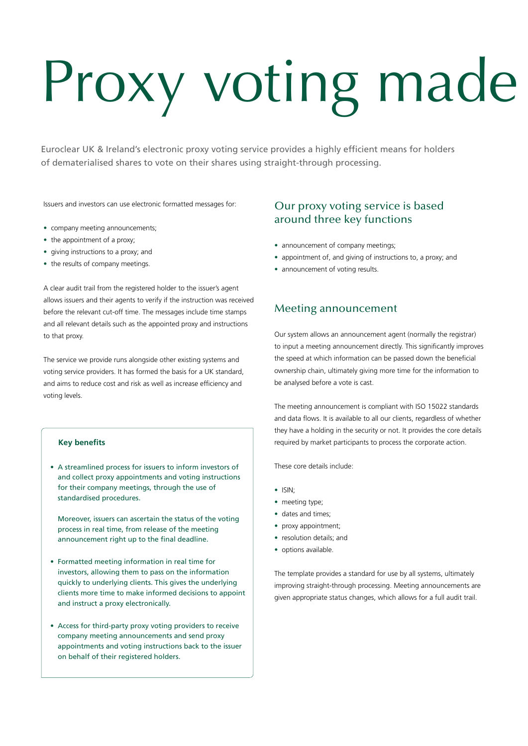# Proxy voting made

Euroclear UK & Ireland's electronic proxy voting service provides a highly efficient means for holders of dematerialised shares to vote on their shares using straight-through processing.

Issuers and investors can use electronic formatted messages for:

- company meeting announcements;
- the appointment of a proxy;
- giving instructions to a proxy; and
- the results of company meetings.

A clear audit trail from the registered holder to the issuer's agent allows issuers and their agents to verify if the instruction was received before the relevant cut-off time. The messages include time stamps and all relevant details such as the appointed proxy and instructions to that proxy.

The service we provide runs alongside other existing systems and voting service providers. It has formed the basis for a UK standard, and aims to reduce cost and risk as well as increase efficiency and voting levels.

**Key benefits**

- A streamlined process for issuers to inform investors of and collect proxy appointments and voting instructions for their company meetings, through the use of standardised procedures.

  Moreover, issuers can ascertain the status of the voting process in real time, from release of the meeting announcement right up to the final deadline.

- Formatted meeting information in real time for investors, allowing them to pass on the information quickly to underlying clients. This gives the underlying clients more time to make informed decisions to appoint and instruct a proxy electronically.

- Access for third-party proxy voting providers to receive company meeting announcements and send proxy appointments and voting instructions back to the issuer on behalf of their registered holders.

## Our proxy voting service is based around three key functions

- announcement of company meetings;
- appointment of, and giving of instructions to, a proxy; and
- announcement of voting results.

## Meeting announcement

Our system allows an announcement agent (normally the registrar) to input a meeting announcement directly. This significantly improves the speed at which information can be passed down the beneficial ownership chain, ultimately giving more time for the information to be analysed before a vote is cast.

The meeting announcement is compliant with ISO 15022 standards and data flows. It is available to all our clients, regardless of whether they have a holding in the security or not. It provides the core details required by market participants to process the corporate action.

These core details include:

- ISIN;
- meeting type;
- dates and times;
- proxy appointment;
- resolution details; and
- options available.

The template provides a standard for use by all systems, ultimately improving straight-through processing. Meeting announcements are given appropriate status changes, which allows for a full audit trail.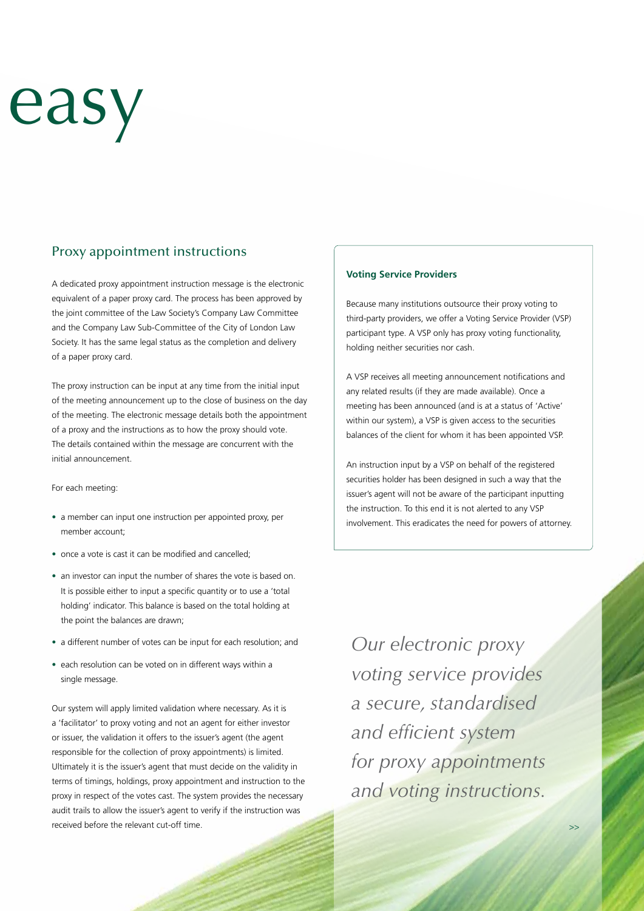# easy

## Proxy appointment instructions

A dedicated proxy appointment instruction message is the electronic equivalent of a paper proxy card. The process has been approved by the joint committee of the Law Society's Company Law Committee and the Company Law Sub-Committee of the City of London Law Society. It has the same legal status as the completion and delivery of a paper proxy card.

The proxy instruction can be input at any time from the initial input of the meeting announcement up to the close of business on the day of the meeting. The electronic message details both the appointment of a proxy and the instructions as to how the proxy should vote. The details contained within the message are concurrent with the initial announcement.

For each meeting:

- a member can input one instruction per appointed proxy, per member account;
- once a vote is cast it can be modified and cancelled;
- an investor can input the number of shares the vote is based on. It is possible either to input a specific quantity or to use a 'total holding' indicator. This balance is based on the total holding at the point the balances are drawn;
- a different number of votes can be input for each resolution; and
- each resolution can be voted on in different ways within a single message.

Our system will apply limited validation where necessary. As it is a 'facilitator' to proxy voting and not an agent for either investor or issuer, the validation it offers to the issuer's agent (the agent responsible for the collection of proxy appointments) is limited. Ultimately it is the issuer's agent that must decide on the validity in terms of timings, holdings, proxy appointment and instruction to the proxy in respect of the votes cast. The system provides the necessary audit trails to allow the issuer's agent to verify if the instruction was received before the relevant cut-off time.

**Voting Service Providers**

Because many institutions outsource their proxy voting to third-party providers, we offer a Voting Service Provider (VSP) participant type. A VSP only has proxy voting functionality, holding neither securities nor cash.

A VSP receives all meeting announcement notifications and any related results (if they are made available). Once a meeting has been announced (and is at a status of 'Active' within our system), a VSP is given access to the securities balances of the client for whom it has been appointed VSP.

An instruction input by a VSP on behalf of the registered securities holder has been designed in such a way that the issuer's agent will not be aware of the participant inputting the instruction. To this end it is not alerted to any VSP involvement. This eradicates the need for powers of attorney.

*Our electronic proxy voting service provides a secure, standardised and efficient system for proxy appointments and voting instructions.*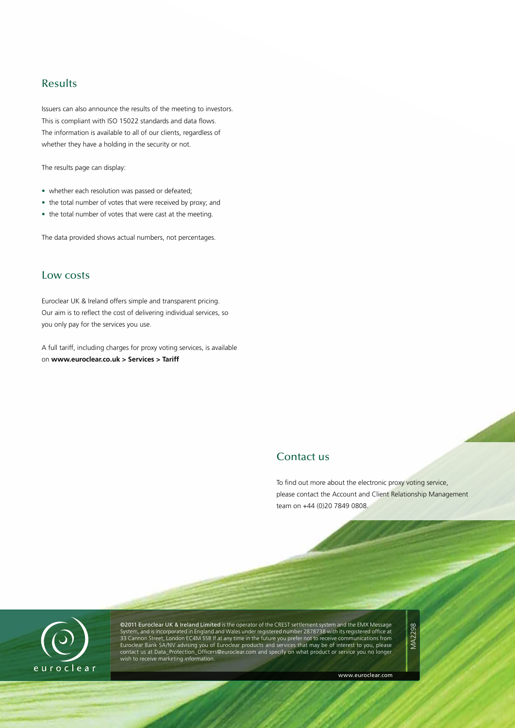## Results

Issuers can also announce the results of the meeting to investors. This is compliant with ISO 15022 standards and data flows. The information is available to all of our clients, regardless of whether they have a holding in the security or not.

The results page can display:

- whether each resolution was passed or defeated;
- the total number of votes that were received by proxy; and
- the total number of votes that were cast at the meeting.

The data provided shows actual numbers, not percentages.

## Low costs

Euroclear UK & Ireland offers simple and transparent pricing. Our aim is to reflect the cost of delivering individual services, so you only pay for the services you use.

A full tariff, including charges for proxy voting services, is available on **www.euroclear.co.uk > Services > Tariff**

## Contact us

To find out more about the electronic proxy voting service, please contact the Account and Client Relationship Management team on +44 (0)20 7849 0808.

euroclear

**©2011 Euroclear UK & Ireland Limited** is the operator of the CREST settlement system and the EMX Message System, and is incorporated in England and Wales under registered number 2878738 with its registered office at 33 Cannon Street, London EC4M 5SB If at any time in the future you prefer not to receive communications from Euroclear Bank SA/NV advising you of Euroclear products and services that may be of interest to you, please contact us at Data_Protection_Officers@euroclear.com and specify on what product or service you no longer wish to receive marketing information.

MA2298

www.euroclear.com